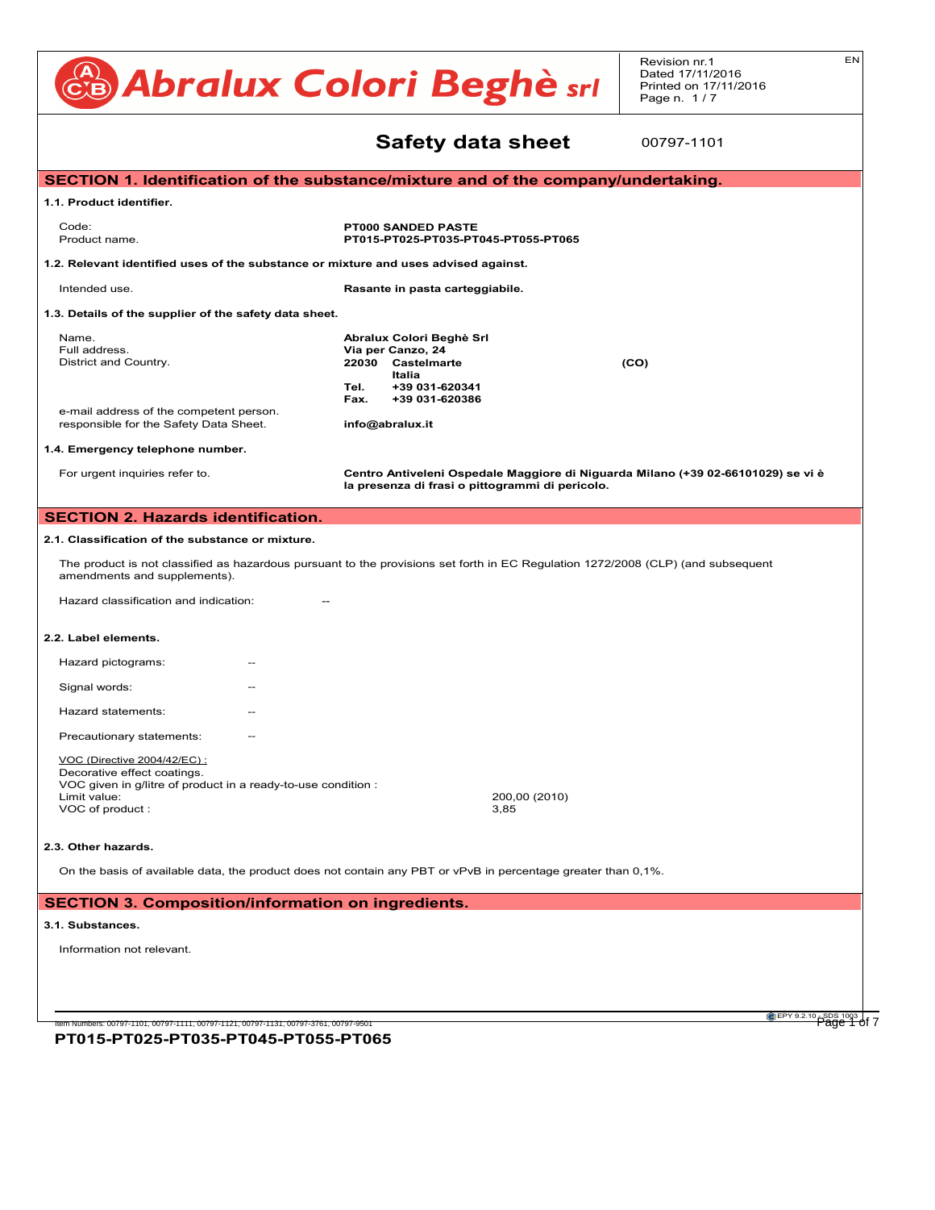# Abralux Colori Beghè srl

Revision nr.1
Dated 17/11/2016
Printed on 17/11/2016

EN

## Safety data sheet

00797-1101

## SECTION 1. Identification of the substance/mixture and of the company/undertaking.

### 1.1. Product identifier.

| | |
|---|---|
| Code: | **PT000 SANDED PASTE** |
| Product name. | **PT015-PT025-PT035-PT045-PT055-PT065** |

### 1.2. Relevant identified uses of the substance or mixture and uses advised against.

| | |
|---|---|
| Intended use. | **Rasante in pasta carteggiabile.** |

### 1.3. Details of the supplier of the safety data sheet.

| | |
|---|---|
| Name. | **Abralux Colori Beghè Srl** |
| Full address. | **Via per Canzo, 24** |
| District and Country. | **22030 Castelmarte (CO)** |
| | **Italia** |
| | **Tel. +39 031-620341** |
| | **Fax. +39 031-620386** |
| e-mail address of the competent person. responsible for the Safety Data Sheet. | **info@abralux.it** |

### 1.4. Emergency telephone number.

| | |
|---|---|
| For urgent inquiries refer to. | **Centro Antiveleni Ospedale Maggiore di Niguarda Milano (+39 02-66101029) se vi è la presenza di frasi o pittogrammi di pericolo.** |

## SECTION 2. Hazards identification.

### 2.1. Classification of the substance or mixture.

The product is not classified as hazardous pursuant to the provisions set forth in EC Regulation 1272/2008 (CLP) (and subsequent amendments and supplements).

Hazard classification and indication: --

### 2.2. Label elements.

Hazard pictograms: --

Signal words: --

Hazard statements: --

Precautionary statements: --

VOC (Directive 2004/42/EC) :
Decorative effect coatings.
VOC given in g/litre of product in a ready-to-use condition :

| | |
|---|---|
| Limit value: | 200,00 (2010) |
| VOC of product : | 3,85 |

### 2.3. Other hazards.

On the basis of available data, the product does not contain any PBT or vPvB in percentage greater than 0,1%.

## SECTION 3. Composition/information on ingredients.

### 3.1. Substances.

Information not relevant.

Item Numbers: 00797-1101, 00797-1111, 00797-1121, 00797-1131, 00797-3761, 00797-9501

**PT015-PT025-PT035-PT045-PT055-PT065**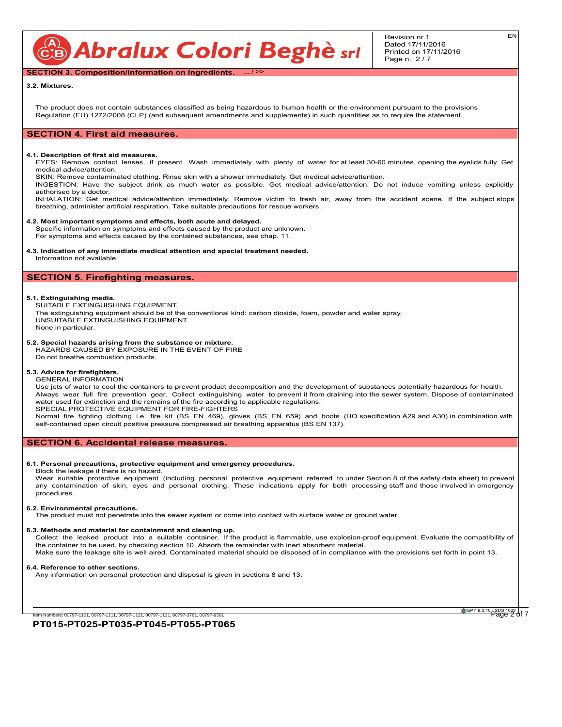## SECTION 3. Composition/information on ingredients. ... / >>

### 3.2. Mixtures.

The product does not contain substances classified as being hazardous to human health or the environment pursuant to the provisions Regulation (EU) 1272/2008 (CLP) (and subsequent amendments and supplements) in such quantities as to require the statement.

## SECTION 4. First aid measures.

### 4.1. Description of first aid measures.

EYES: Remove contact lenses, if present. Wash immediately with plenty of water for at least 30-60 minutes, opening the eyelids fully. Get medical advice/attention.

SKIN: Remove contaminated clothing. Rinse skin with a shower immediately. Get medical advice/attention.

INGESTION: Have the subject drink as much water as possible. Get medical advice/attention. Do not induce vomiting unless explicitly authorised by a doctor.

INHALATION: Get medical advice/attention immediately. Remove victim to fresh air, away from the accident scene. If the subject stops breathing, administer artificial respiration. Take suitable precautions for rescue workers.

### 4.2. Most important symptoms and effects, both acute and delayed.

Specific information on symptoms and effects caused by the product are unknown.
For symptoms and effects caused by the contained substances, see chap. 11.

### 4.3. Indication of any immediate medical attention and special treatment needed.

Information not available.

## SECTION 5. Firefighting measures.

### 5.1. Extinguishing media.

SUITABLE EXTINGUISHING EQUIPMENT
The extinguishing equipment should be of the conventional kind: carbon dioxide, foam, powder and water spray.
UNSUITABLE EXTINGUISHING EQUIPMENT
None in particular.

### 5.2. Special hazards arising from the substance or mixture.

HAZARDS CAUSED BY EXPOSURE IN THE EVENT OF FIRE
Do not breathe combustion products.

### 5.3. Advice for firefighters.

GENERAL INFORMATION
Use jets of water to cool the containers to prevent product decomposition and the development of substances potentially hazardous for health. Always wear full fire prevention gear. Collect extinguishing water to prevent it from draining into the sewer system. Dispose of contaminated water used for extinction and the remains of the fire according to applicable regulations.
SPECIAL PROTECTIVE EQUIPMENT FOR FIRE-FIGHTERS
Normal fire fighting clothing i.e. fire kit (BS EN 469), gloves (BS EN 659) and boots (HO specification A29 and A30) in combination with self-contained open circuit positive pressure compressed air breathing apparatus (BS EN 137).

## SECTION 6. Accidental release measures.

### 6.1. Personal precautions, protective equipment and emergency procedures.

Block the leakage if there is no hazard.
Wear suitable protective equipment (including personal protective equipment referred to under Section 8 of the safety data sheet) to prevent any contamination of skin, eyes and personal clothing. These indications apply for both processing staff and those involved in emergency procedures.

### 6.2. Environmental precautions.

The product must not penetrate into the sewer system or come into contact with surface water or ground water.

### 6.3. Methods and material for containment and cleaning up.

Collect the leaked product into a suitable container. If the product is flammable, use explosion-proof equipment. Evaluate the compatibility of the container to be used, by checking section 10. Absorb the remainder with inert absorbent material.
Make sure the leakage site is well aired. Contaminated material should be disposed of in compliance with the provisions set forth in point 13.

### 6.4. Reference to other sections.

Any information on personal protection and disposal is given in sections 8 and 13.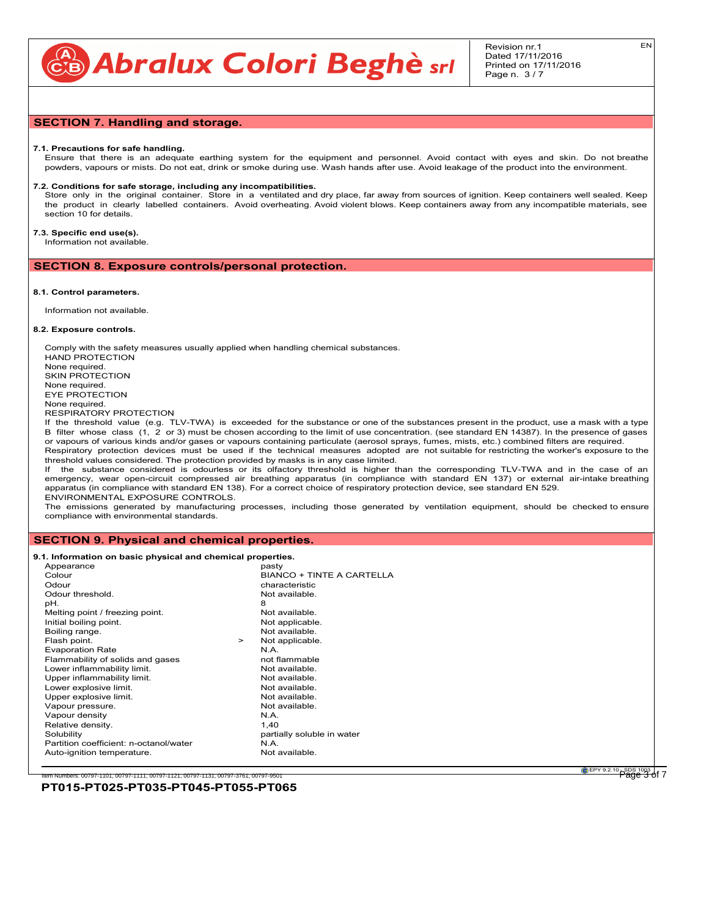## SECTION 7. Handling and storage.

**7.1. Precautions for safe handling.**

Ensure that there is an adequate earthing system for the equipment and personnel. Avoid contact with eyes and skin. Do not breathe powders, vapours or mists. Do not eat, drink or smoke during use. Wash hands after use. Avoid leakage of the product into the environment.

**7.2. Conditions for safe storage, including any incompatibilities.**

Store only in the original container. Store in a ventilated and dry place, far away from sources of ignition. Keep containers well sealed. Keep the product in clearly labelled containers. Avoid overheating. Avoid violent blows. Keep containers away from any incompatible materials, see section 10 for details.

**7.3. Specific end use(s).**

Information not available.

## SECTION 8. Exposure controls/personal protection.

**8.1. Control parameters.**

Information not available.

**8.2. Exposure controls.**

Comply with the safety measures usually applied when handling chemical substances.

HAND PROTECTION
None required.
SKIN PROTECTION
None required.
EYE PROTECTION
None required.
RESPIRATORY PROTECTION

If the threshold value (e.g. TLV-TWA) is exceeded for the substance or one of the substances present in the product, use a mask with a type B filter whose class (1, 2 or 3) must be chosen according to the limit of use concentration. (see standard EN 14387). In the presence of gases or vapours of various kinds and/or gases or vapours containing particulate (aerosol sprays, fumes, mists, etc.) combined filters are required.
Respiratory protection devices must be used if the technical measures adopted are not suitable for restricting the worker's exposure to the threshold values considered. The protection provided by masks is in any case limited.
If the substance considered is odourless or its olfactory threshold is higher than the corresponding TLV-TWA and in the case of an emergency, wear open-circuit compressed air breathing apparatus (in compliance with standard EN 137) or external air-intake breathing apparatus (in compliance with standard EN 138). For a correct choice of respiratory protection device, see standard EN 529.
ENVIRONMENTAL EXPOSURE CONTROLS.
The emissions generated by manufacturing processes, including those generated by ventilation equipment, should be checked to ensure compliance with environmental standards.

## SECTION 9. Physical and chemical properties.

**9.1. Information on basic physical and chemical properties.**

| Property | | Value |
|---|---|---|
| Appearance | | pasty |
| Colour | | BIANCO + TINTE A CARTELLA |
| Odour | | characteristic |
| Odour threshold. | | Not available. |
| pH. | | 8 |
| Melting point / freezing point. | | Not available. |
| Initial boiling point. | | Not applicable. |
| Boiling range. | | Not available. |
| Flash point. | > | Not applicable. |
| Evaporation Rate | | N.A. |
| Flammability of solids and gases | | not flammable |
| Lower inflammability limit. | | Not available. |
| Upper inflammability limit. | | Not available. |
| Lower explosive limit. | | Not available. |
| Upper explosive limit. | | Not available. |
| Vapour pressure. | | Not available. |
| Vapour density | | N.A. |
| Relative density. | | 1,40 |
| Solubility | | partially soluble in water |
| Partition coefficient: n-octanol/water | | N.A. |
| Auto-ignition temperature. | | Not available. |

Item Numbers: 00797-1101, 00797-1111, 00797-1121, 00797-1131, 00797-3761, 00797-9501

**PT015-PT025-PT035-PT045-PT055-PT065**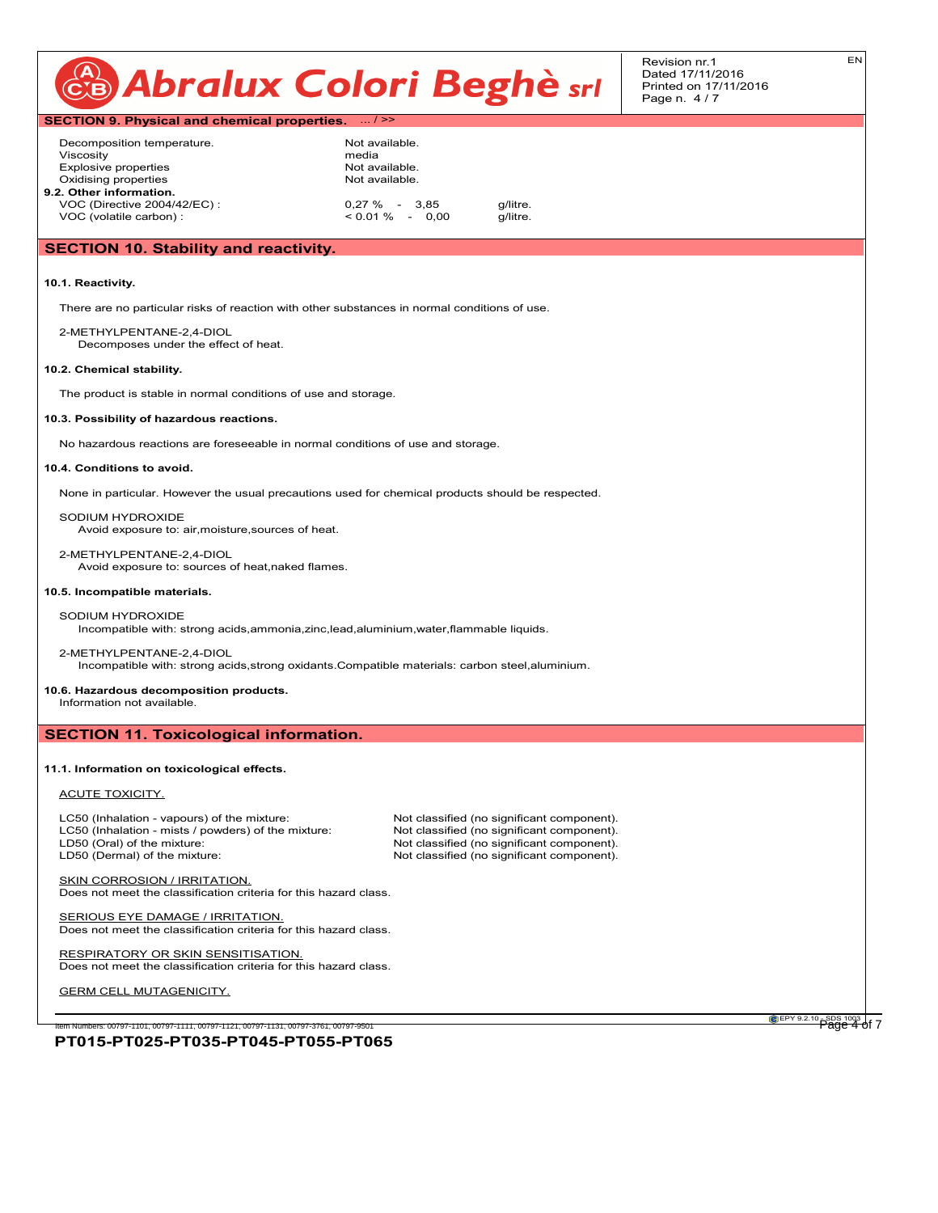## SECTION 9. Physical and chemical properties. ... / >>

| | | |
|---|---|---|
| Decomposition temperature. | Not available. | |
| Viscosity | media | |
| Explosive properties | Not available. | |
| Oxidising properties | Not available. | |

**9.2. Other information.**

| | | |
|---|---|---|
| VOC (Directive 2004/42/EC) : | 0,27 % - 3,85 | g/litre. |
| VOC (volatile carbon) : | < 0.01 % - 0,00 | g/litre. |

## SECTION 10. Stability and reactivity.

**10.1. Reactivity.**

There are no particular risks of reaction with other substances in normal conditions of use.

2-METHYLPENTANE-2,4-DIOL
Decomposes under the effect of heat.

**10.2. Chemical stability.**

The product is stable in normal conditions of use and storage.

**10.3. Possibility of hazardous reactions.**

No hazardous reactions are foreseeable in normal conditions of use and storage.

**10.4. Conditions to avoid.**

None in particular. However the usual precautions used for chemical products should be respected.

SODIUM HYDROXIDE
Avoid exposure to: air,moisture,sources of heat.

2-METHYLPENTANE-2,4-DIOL
Avoid exposure to: sources of heat,naked flames.

**10.5. Incompatible materials.**

SODIUM HYDROXIDE
Incompatible with: strong acids,ammonia,zinc,lead,aluminium,water,flammable liquids.

2-METHYLPENTANE-2,4-DIOL
Incompatible with: strong acids,strong oxidants.Compatible materials: carbon steel,aluminium.

**10.6. Hazardous decomposition products.**
Information not available.

## SECTION 11. Toxicological information.

**11.1. Information on toxicological effects.**

ACUTE TOXICITY.

| | |
|---|---|
| LC50 (Inhalation - vapours) of the mixture: | Not classified (no significant component). |
| LC50 (Inhalation - mists / powders) of the mixture: | Not classified (no significant component). |
| LD50 (Oral) of the mixture: | Not classified (no significant component). |
| LD50 (Dermal) of the mixture: | Not classified (no significant component). |

SKIN CORROSION / IRRITATION.
Does not meet the classification criteria for this hazard class.

SERIOUS EYE DAMAGE / IRRITATION.
Does not meet the classification criteria for this hazard class.

RESPIRATORY OR SKIN SENSITISATION.
Does not meet the classification criteria for this hazard class.

GERM CELL MUTAGENICITY.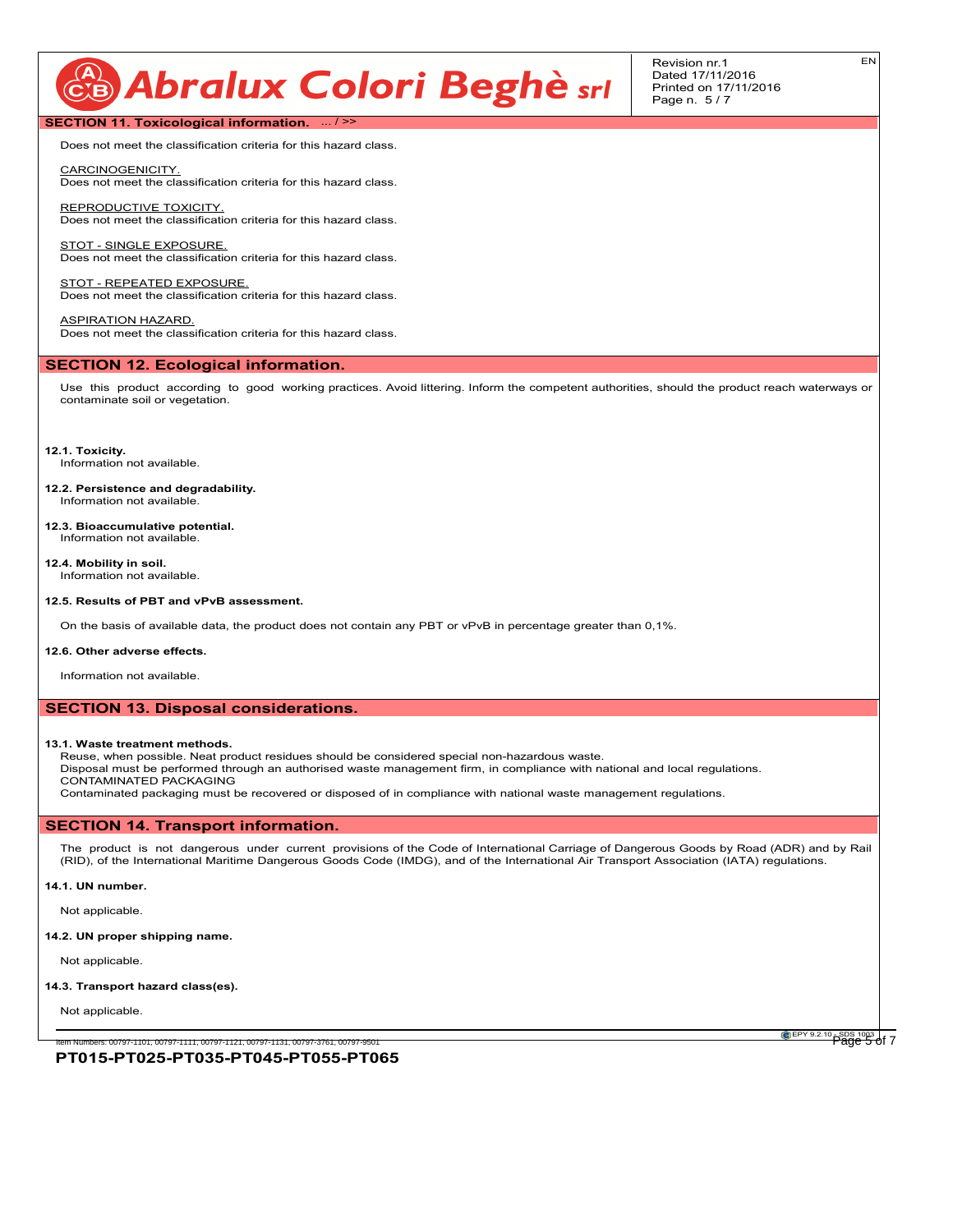## SECTION 11. Toxicological information. ... / >>

Does not meet the classification criteria for this hazard class.

CARCINOGENICITY.
Does not meet the classification criteria for this hazard class.

REPRODUCTIVE TOXICITY.
Does not meet the classification criteria for this hazard class.

STOT - SINGLE EXPOSURE.
Does not meet the classification criteria for this hazard class.

STOT - REPEATED EXPOSURE.
Does not meet the classification criteria for this hazard class.

ASPIRATION HAZARD.
Does not meet the classification criteria for this hazard class.

## SECTION 12. Ecological information.

Use this product according to good working practices. Avoid littering. Inform the competent authorities, should the product reach waterways or contaminate soil or vegetation.

**12.1. Toxicity.**
Information not available.

**12.2. Persistence and degradability.**
Information not available.

**12.3. Bioaccumulative potential.**
Information not available.

**12.4. Mobility in soil.**
Information not available.

**12.5. Results of PBT and vPvB assessment.**

On the basis of available data, the product does not contain any PBT or vPvB in percentage greater than 0,1%.

**12.6. Other adverse effects.**

Information not available.

## SECTION 13. Disposal considerations.

**13.1. Waste treatment methods.**
Reuse, when possible. Neat product residues should be considered special non-hazardous waste.
Disposal must be performed through an authorised waste management firm, in compliance with national and local regulations.
CONTAMINATED PACKAGING
Contaminated packaging must be recovered or disposed of in compliance with national waste management regulations.

## SECTION 14. Transport information.

The product is not dangerous under current provisions of the Code of International Carriage of Dangerous Goods by Road (ADR) and by Rail (RID), of the International Maritime Dangerous Goods Code (IMDG), and of the International Air Transport Association (IATA) regulations.

**14.1. UN number.**

Not applicable.

**14.2. UN proper shipping name.**

Not applicable.

**14.3. Transport hazard class(es).**

Not applicable.

Item Numbers: 00797-1101, 00797-1111, 00797-1121, 00797-1131, 00797-3761, 00797-9501

**PT015-PT025-PT035-PT045-PT055-PT065**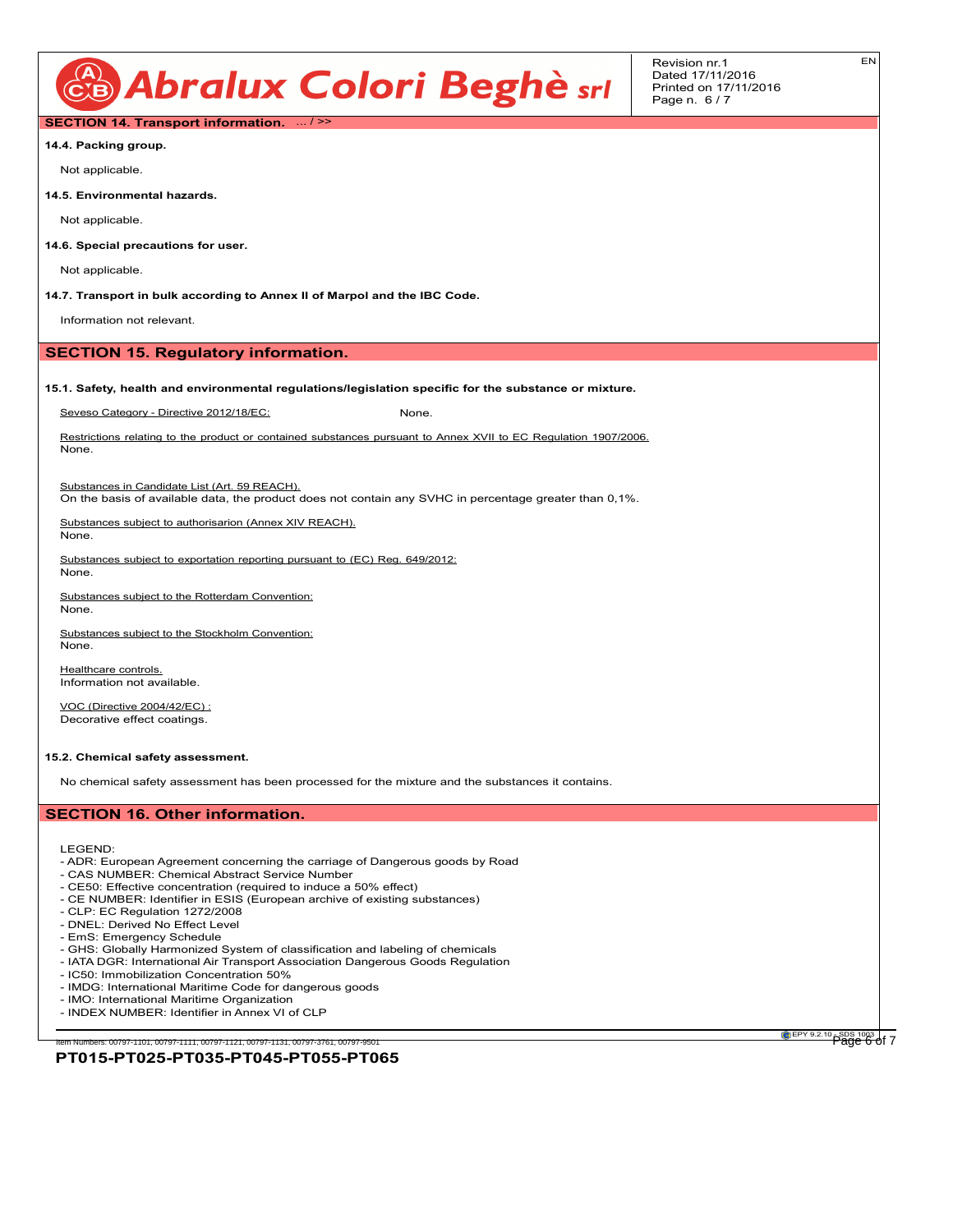**SECTION 14. Transport information.** ... / >>

**14.4. Packing group.**

Not applicable.

**14.5. Environmental hazards.**

Not applicable.

**14.6. Special precautions for user.**

Not applicable.

**14.7. Transport in bulk according to Annex II of Marpol and the IBC Code.**

Information not relevant.

## SECTION 15. Regulatory information.

**15.1. Safety, health and environmental regulations/legislation specific for the substance or mixture.**

Seveso Category - Directive 2012/18/EC: None.

Restrictions relating to the product or contained substances pursuant to Annex XVII to EC Regulation 1907/2006.
None.

Substances in Candidate List (Art. 59 REACH).
On the basis of available data, the product does not contain any SVHC in percentage greater than 0,1%.

Substances subject to authorisarion (Annex XIV REACH).
None.

Substances subject to exportation reporting pursuant to (EC) Reg. 649/2012:
None.

Substances subject to the Rotterdam Convention:
None.

Substances subject to the Stockholm Convention:
None.

Healthcare controls.
Information not available.

VOC (Directive 2004/42/EC) :
Decorative effect coatings.

**15.2. Chemical safety assessment.**

No chemical safety assessment has been processed for the mixture and the substances it contains.

## SECTION 16. Other information.

LEGEND:
- ADR: European Agreement concerning the carriage of Dangerous goods by Road
- CAS NUMBER: Chemical Abstract Service Number
- CE50: Effective concentration (required to induce a 50% effect)
- CE NUMBER: Identifier in ESIS (European archive of existing substances)
- CLP: EC Regulation 1272/2008
- DNEL: Derived No Effect Level
- EmS: Emergency Schedule
- GHS: Globally Harmonized System of classification and labeling of chemicals
- IATA DGR: International Air Transport Association Dangerous Goods Regulation
- IC50: Immobilization Concentration 50%
- IMDG: International Maritime Code for dangerous goods
- IMO: International Maritime Organization
- INDEX NUMBER: Identifier in Annex VI of CLP

Item Numbers: 00797-1101, 00797-1111, 00797-1121, 00797-1131, 00797-3761, 00797-9501

**PT015-PT025-PT035-PT045-PT055-PT065**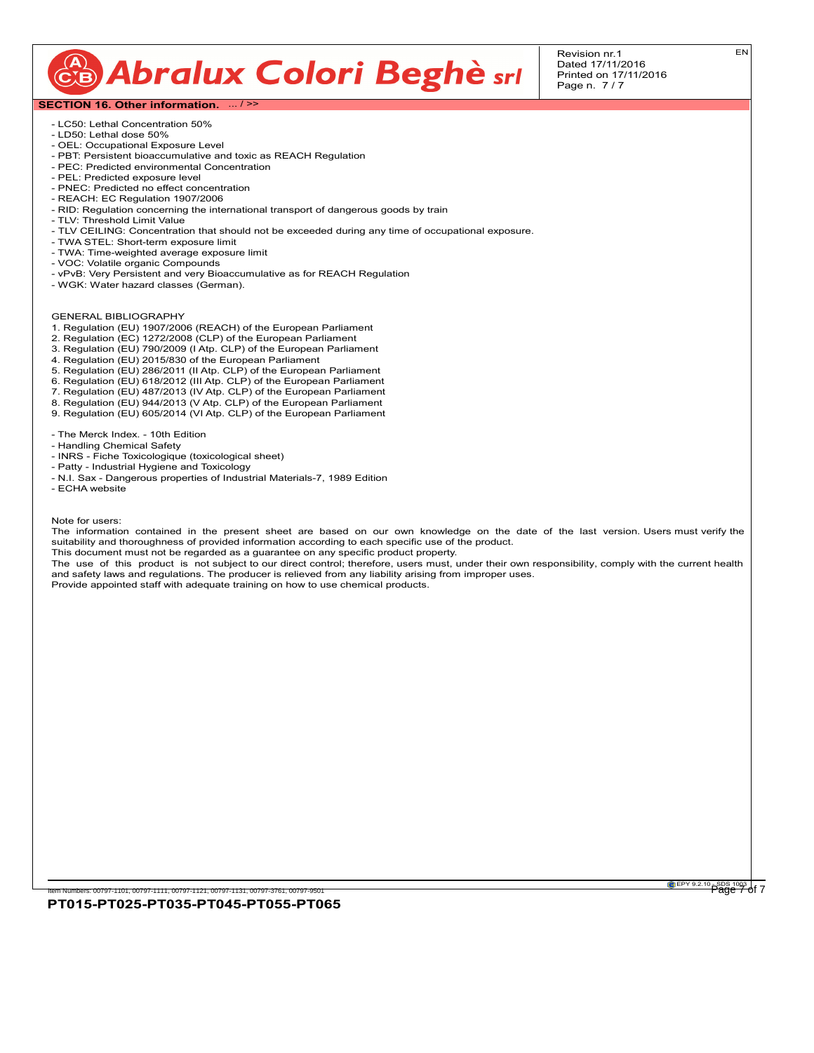## SECTION 16. Other information. ... / >>

- LC50: Lethal Concentration 50%
- LD50: Lethal dose 50%
- OEL: Occupational Exposure Level
- PBT: Persistent bioaccumulative and toxic as REACH Regulation
- PEC: Predicted environmental Concentration
- PEL: Predicted exposure level
- PNEC: Predicted no effect concentration
- REACH: EC Regulation 1907/2006
- RID: Regulation concerning the international transport of dangerous goods by train
- TLV: Threshold Limit Value
- TLV CEILING: Concentration that should not be exceeded during any time of occupational exposure.
- TWA STEL: Short-term exposure limit
- TWA: Time-weighted average exposure limit
- VOC: Volatile organic Compounds
- vPvB: Very Persistent and very Bioaccumulative as for REACH Regulation
- WGK: Water hazard classes (German).

GENERAL BIBLIOGRAPHY

1. Regulation (EU) 1907/2006 (REACH) of the European Parliament
2. Regulation (EC) 1272/2008 (CLP) of the European Parliament
3. Regulation (EU) 790/2009 (I Atp. CLP) of the European Parliament
4. Regulation (EU) 2015/830 of the European Parliament
5. Regulation (EU) 286/2011 (II Atp. CLP) of the European Parliament
6. Regulation (EU) 618/2012 (III Atp. CLP) of the European Parliament
7. Regulation (EU) 487/2013 (IV Atp. CLP) of the European Parliament
8. Regulation (EU) 944/2013 (V Atp. CLP) of the European Parliament
9. Regulation (EU) 605/2014 (VI Atp. CLP) of the European Parliament

- The Merck Index. - 10th Edition
- Handling Chemical Safety
- INRS - Fiche Toxicologique (toxicological sheet)
- Patty - Industrial Hygiene and Toxicology
- N.I. Sax - Dangerous properties of Industrial Materials-7, 1989 Edition
- ECHA website

Note for users:
The information contained in the present sheet are based on our own knowledge on the date of the last version. Users must verify the suitability and thoroughness of provided information according to each specific use of the product.
This document must not be regarded as a guarantee on any specific product property.
The use of this product is not subject to our direct control; therefore, users must, under their own responsibility, comply with the current health and safety laws and regulations. The producer is relieved from any liability arising from improper uses.
Provide appointed staff with adequate training on how to use chemical products.